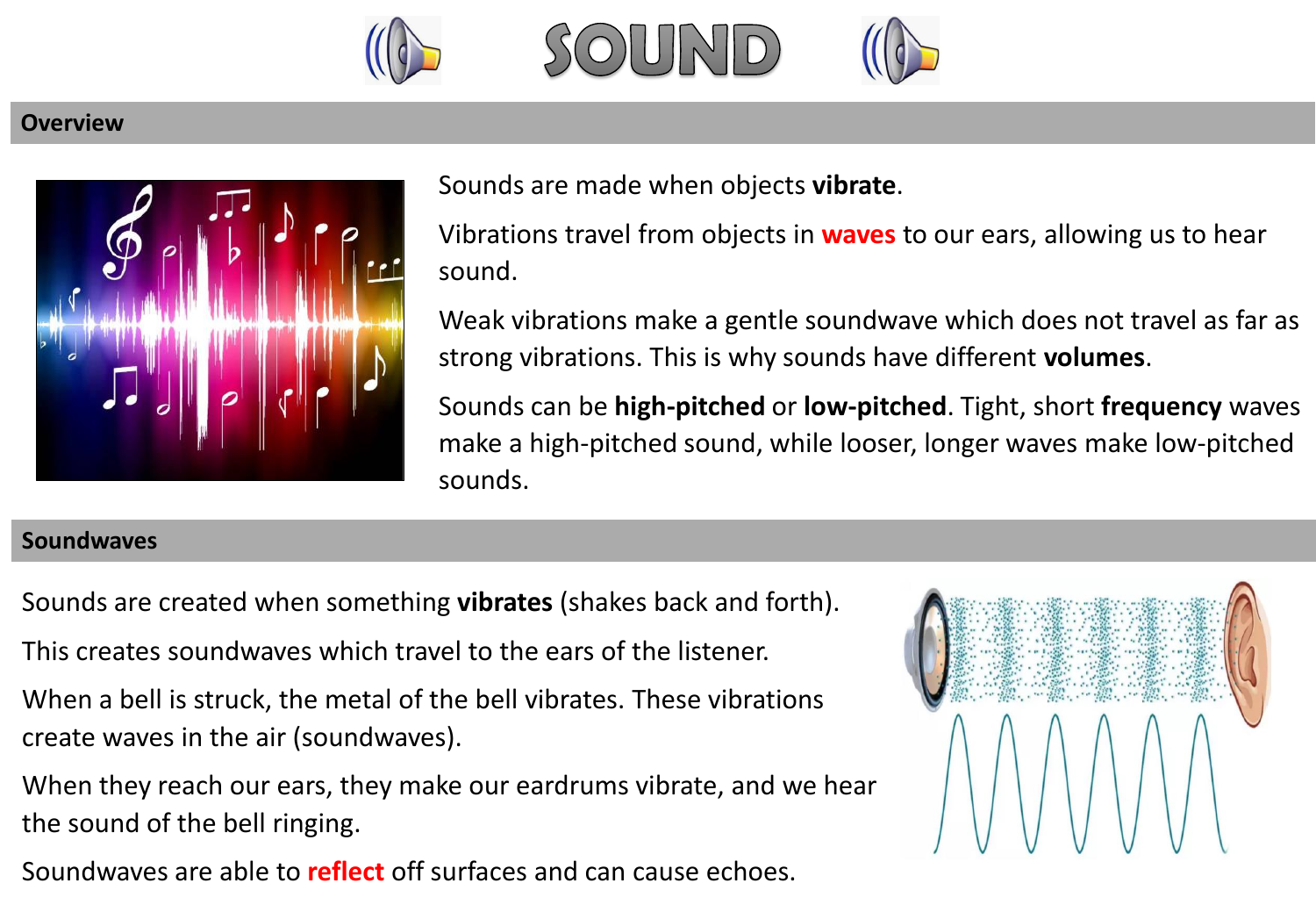# SOUND

## Overview

Sounds are made when objects **vibrate**.

Vibrations travel from objects in **waves** to our ears, allowing us to hear sound.

Weak vibrations make a gentle soundwave which does not travel as far as strong vibrations. This is why sounds have different **volumes**.

Sounds can be **high-pitched** or **low-pitched**. Tight, short **frequency** waves make a high-pitched sound, while looser, longer waves make low-pitched sounds.

## Soundwaves

Sounds are created when something **vibrates** (shakes back and forth).

This creates soundwaves which travel to the ears of the listener.

When a bell is struck, the metal of the bell vibrates. These vibrations create waves in the air (soundwaves).

When they reach our ears, they make our eardrums vibrate, and we hear the sound of the bell ringing.

Soundwaves are able to **reflect** off surfaces and can cause echoes.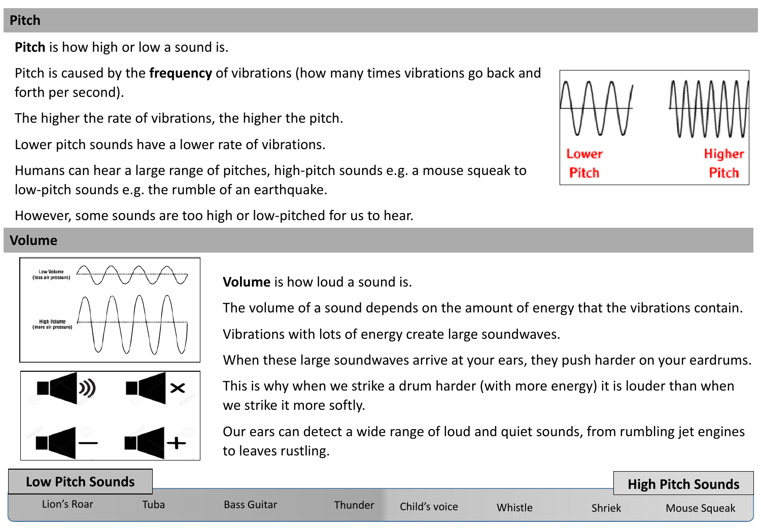## Pitch

**Pitch** is how high or low a sound is.

Pitch is caused by the **frequency** of vibrations (how many times vibrations go back and forth per second).

The higher the rate of vibrations, the higher the pitch.

Lower pitch sounds have a lower rate of vibrations.

Humans can hear a large range of pitches, high-pitch sounds e.g. a mouse squeak to low-pitch sounds e.g. the rumble of an earthquake.

However, some sounds are too high or low-pitched for us to hear.

Lower Pitch

Higher Pitch

## Volume

Low Volume (less air pressure)

High Volume (more air pressure)

**Volume** is how loud a sound is.

The volume of a sound depends on the amount of energy that the vibrations contain.

Vibrations with lots of energy create large soundwaves.

When these large soundwaves arrive at your ears, they push harder on your eardrums.

This is why when we strike a drum harder (with more energy) it is louder than when we strike it more softly.

Our ears can detect a wide range of loud and quiet sounds, from rumbling jet engines to leaves rustling.

**Low Pitch Sounds** → **High Pitch Sounds**

Lion's Roar, Tuba, Bass Guitar, Thunder, Child's voice, Whistle, Shriek, Mouse Squeak